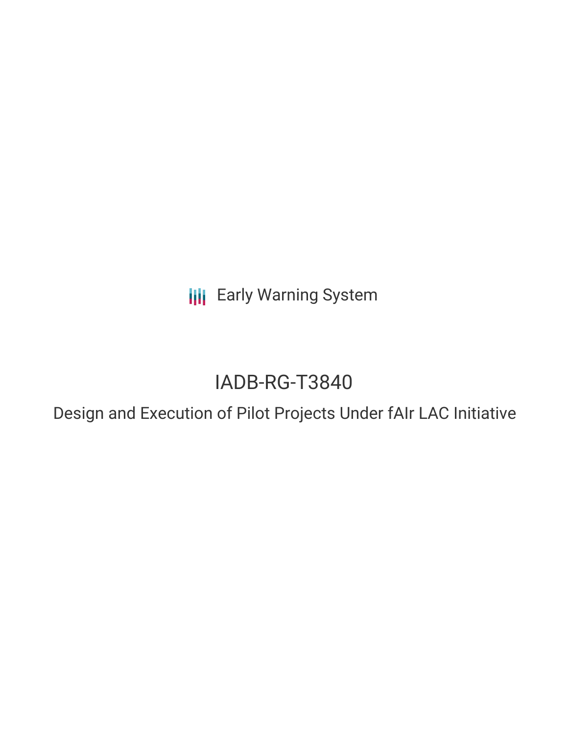Early Warning System

# IADB-RG-T3840

## Design and Execution of Pilot Projects Under fAIr LAC Initiative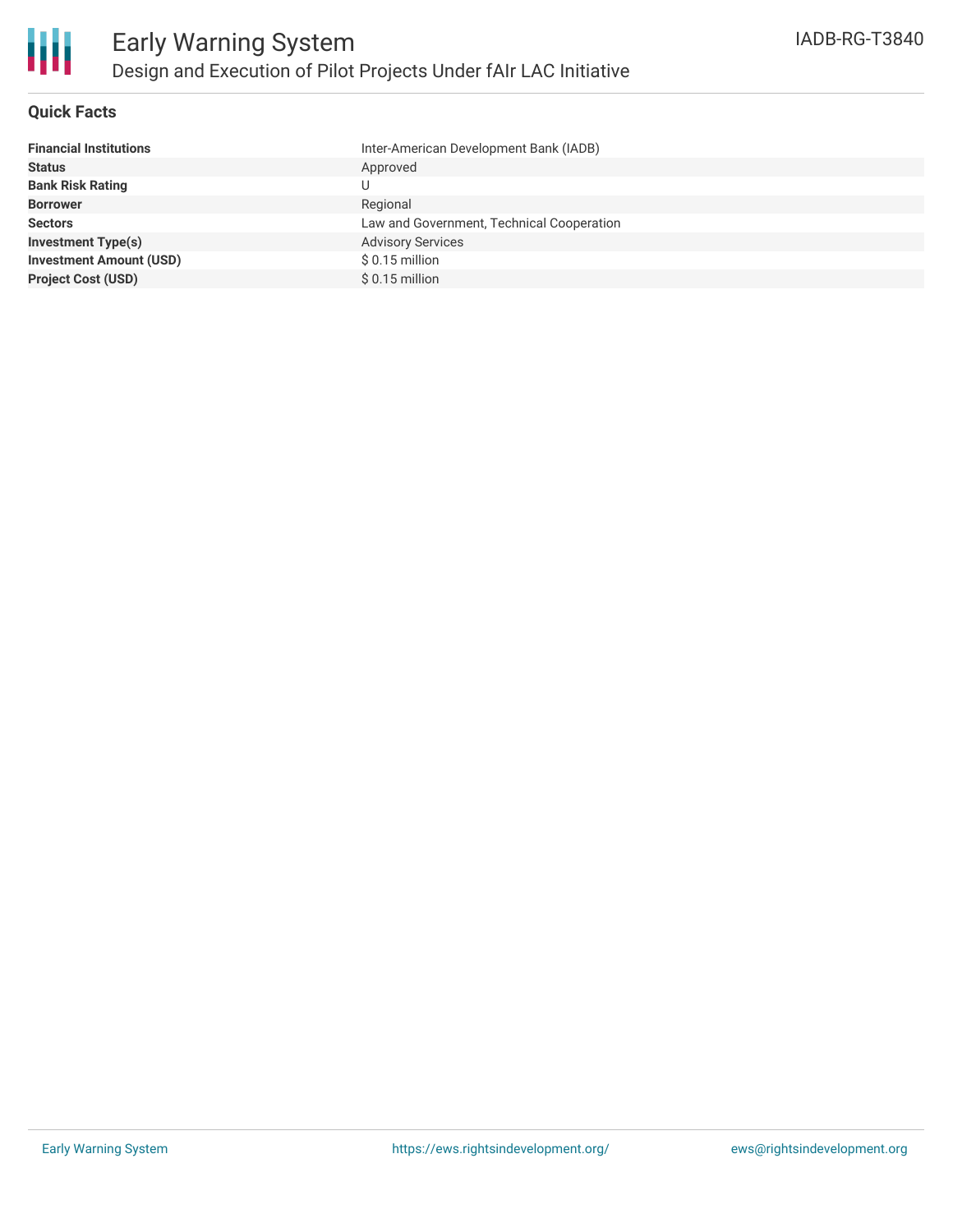# Early Warning System

## Design and Execution of Pilot Projects Under fAIr LAC Initiative

IADB-RG-T3840

### Quick Facts

| | |
|---|---|
| **Financial Institutions** | Inter-American Development Bank (IADB) |
| **Status** | Approved |
| **Bank Risk Rating** | U |
| **Borrower** | Regional |
| **Sectors** | Law and Government, Technical Cooperation |
| **Investment Type(s)** | Advisory Services |
| **Investment Amount (USD)** | $ 0.15 million |
| **Project Cost (USD)** | $ 0.15 million |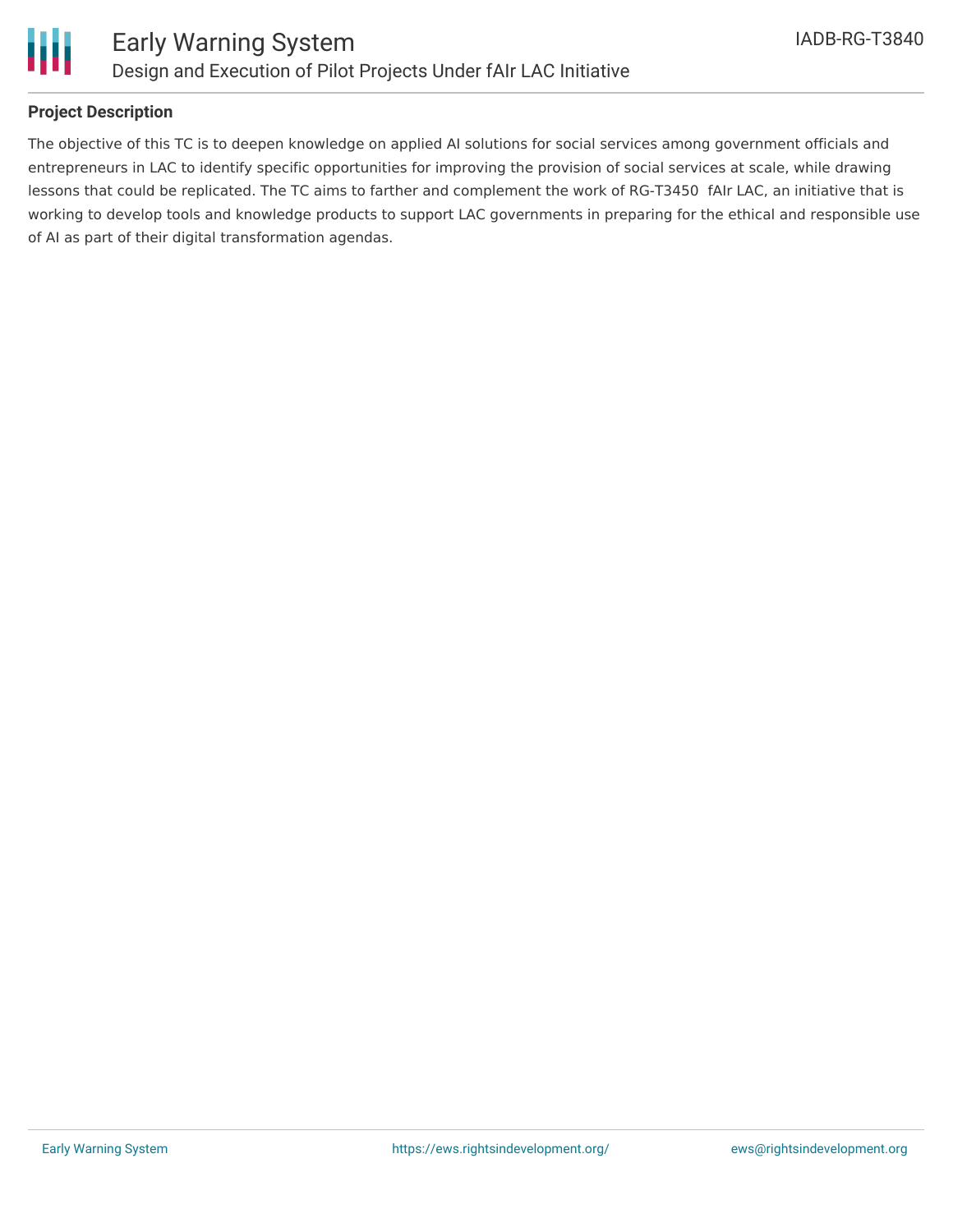## Project Description

The objective of this TC is to deepen knowledge on applied AI solutions for social services among government officials and entrepreneurs in LAC to identify specific opportunities for improving the provision of social services at scale, while drawing lessons that could be replicated. The TC aims to farther and complement the work of RG-T3450 fAIr LAC, an initiative that is working to develop tools and knowledge products to support LAC governments in preparing for the ethical and responsible use of AI as part of their digital transformation agendas.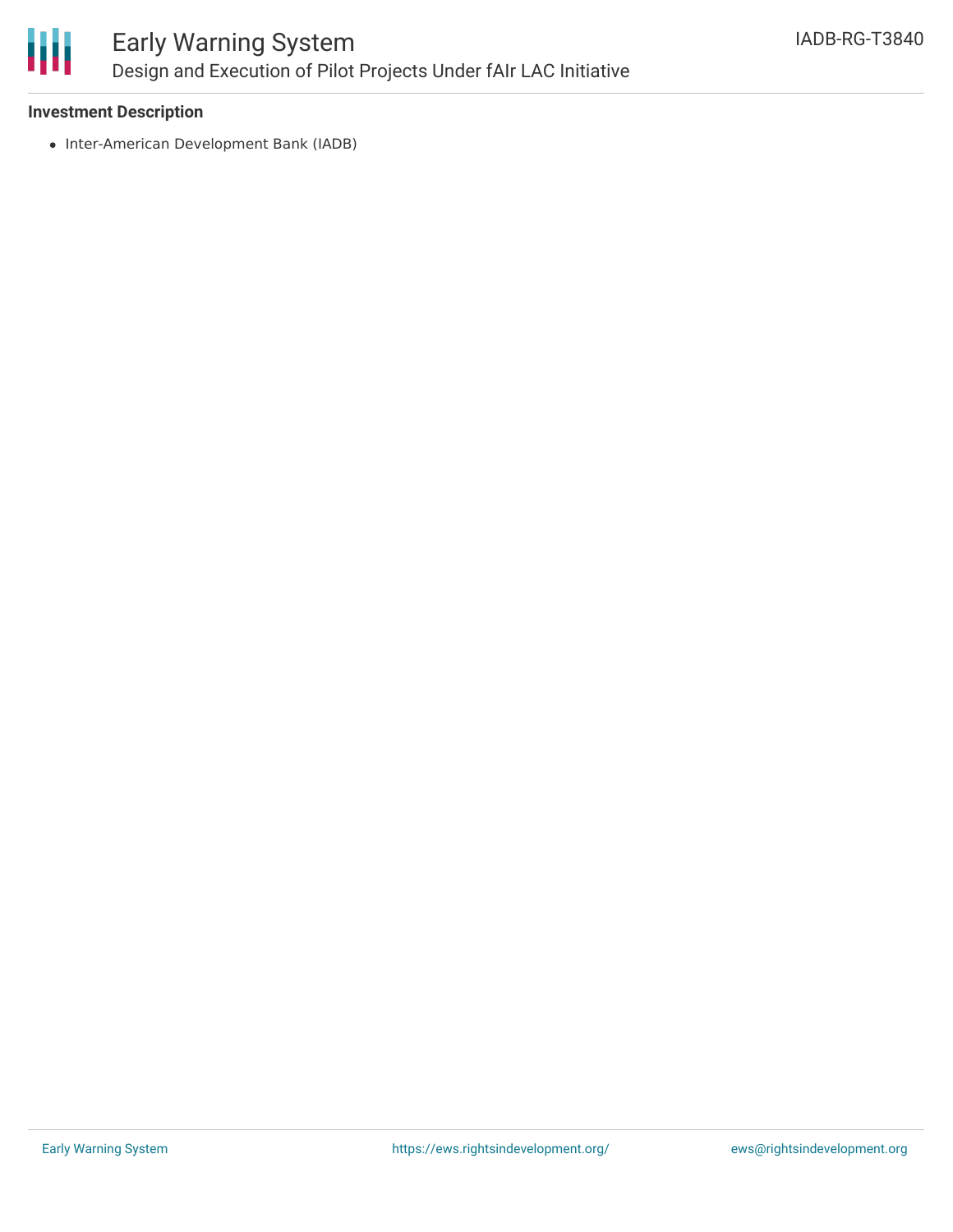**Investment Description**

- Inter-American Development Bank (IADB)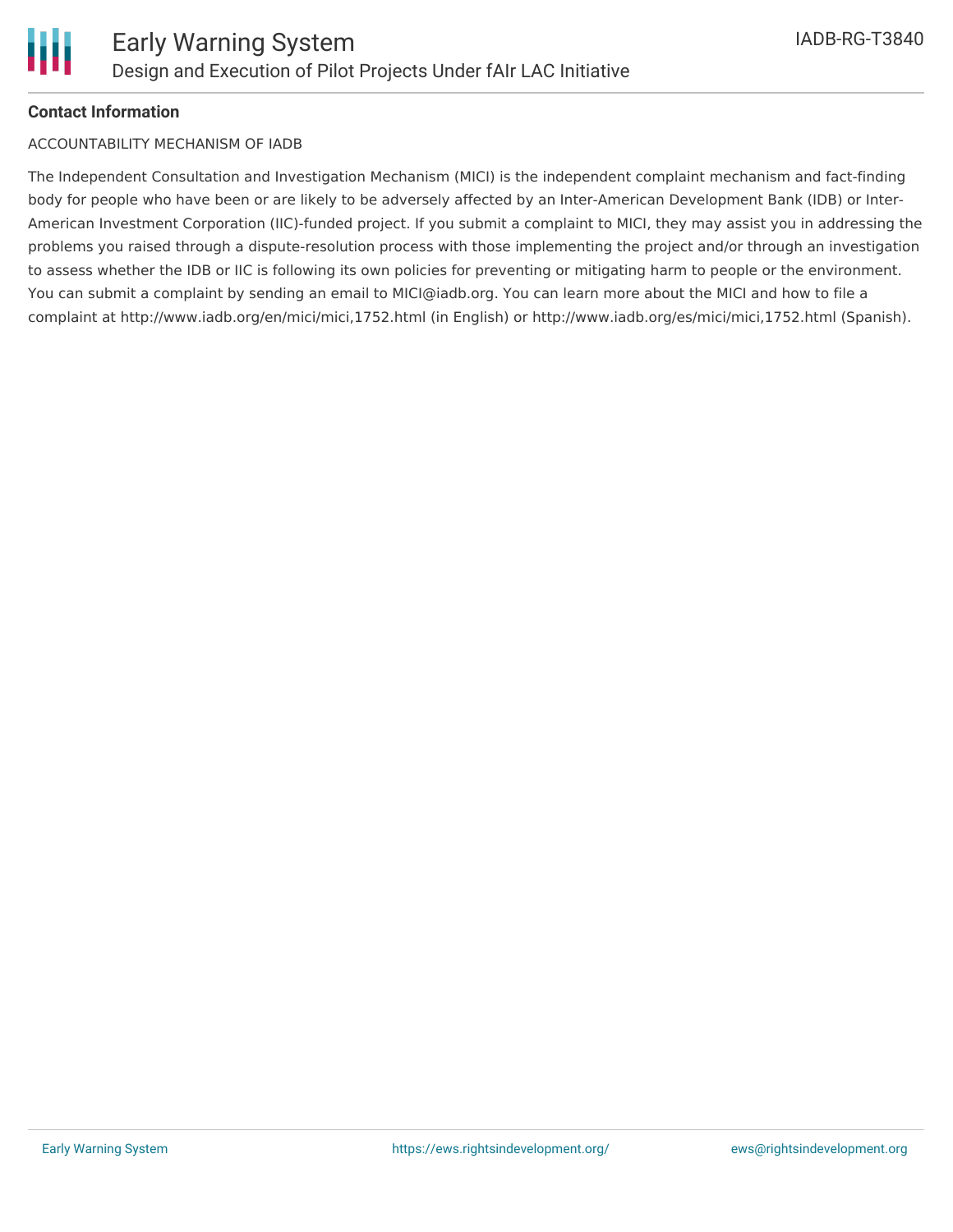**Contact Information**

ACCOUNTABILITY MECHANISM OF IADB

The Independent Consultation and Investigation Mechanism (MICI) is the independent complaint mechanism and fact-finding body for people who have been or are likely to be adversely affected by an Inter-American Development Bank (IDB) or Inter-American Investment Corporation (IIC)-funded project. If you submit a complaint to MICI, they may assist you in addressing the problems you raised through a dispute-resolution process with those implementing the project and/or through an investigation to assess whether the IDB or IIC is following its own policies for preventing or mitigating harm to people or the environment. You can submit a complaint by sending an email to MICI@iadb.org. You can learn more about the MICI and how to file a complaint at http://www.iadb.org/en/mici/mici,1752.html (in English) or http://www.iadb.org/es/mici/mici,1752.html (Spanish).